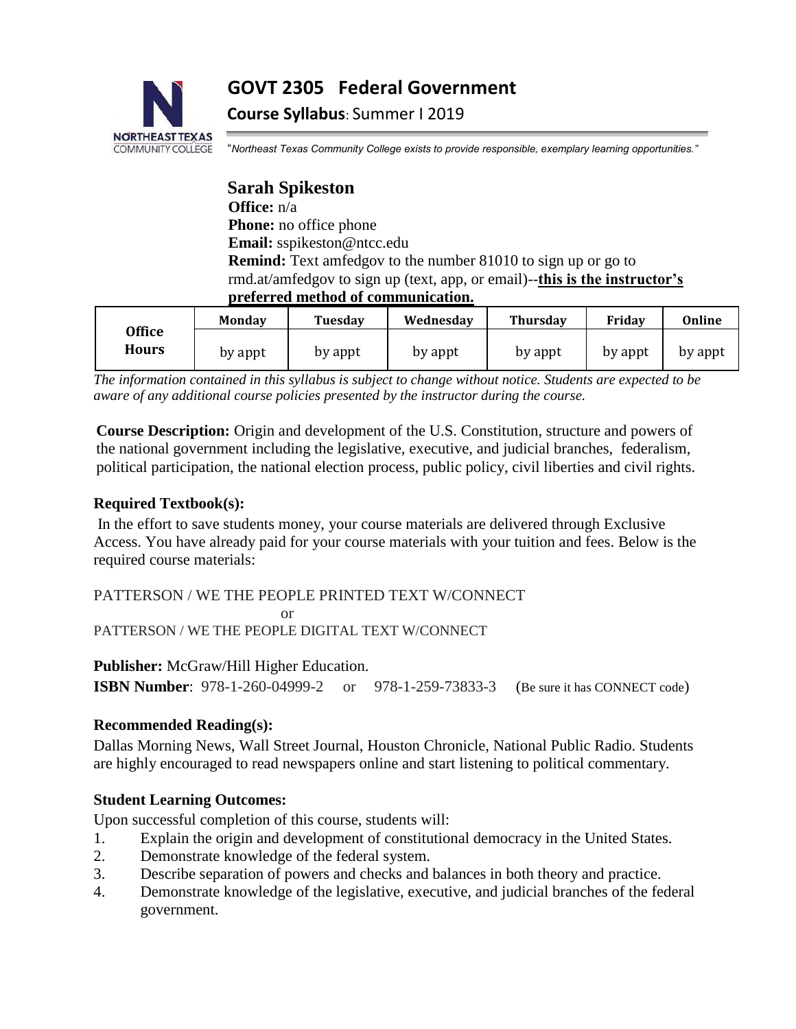# GOVT 2305 Federal Government

**Course Syllabus**: Summer I 2019

"*Northeast Texas Community College exists to provide responsible, exemplary learning opportunities.*"

## Sarah Spikeston

**Office:** n/a
**Phone:** no office phone
**Email:** sspikeston@ntcc.edu
**Remind:** Text amfedgov to the number 81010 to sign up or go to rmd.at/amfedgov to sign up (text, app, or email)--**this is the instructor's preferred method of communication.**

| | Monday | Tuesday | Wednesday | Thursday | Friday | Online |
|---|---|---|---|---|---|---|
| **Office Hours** | by appt | by appt | by appt | by appt | by appt | by appt |

*The information contained in this syllabus is subject to change without notice. Students are expected to be aware of any additional course policies presented by the instructor during the course.*

**Course Description:** Origin and development of the U.S. Constitution, structure and powers of the national government including the legislative, executive, and judicial branches, federalism, political participation, the national election process, public policy, civil liberties and civil rights.

### Required Textbook(s):

In the effort to save students money, your course materials are delivered through Exclusive Access. You have already paid for your course materials with your tuition and fees. Below is the required course materials:

PATTERSON / WE THE PEOPLE PRINTED TEXT W/CONNECT

or

PATTERSON / WE THE PEOPLE DIGITAL TEXT W/CONNECT

**Publisher:** McGraw/Hill Higher Education.

**ISBN Number**: 978-1-260-04999-2 or 978-1-259-73833-3 (Be sure it has CONNECT code)

### Recommended Reading(s):

Dallas Morning News, Wall Street Journal, Houston Chronicle, National Public Radio. Students are highly encouraged to read newspapers online and start listening to political commentary.

### Student Learning Outcomes:

Upon successful completion of this course, students will:

1. Explain the origin and development of constitutional democracy in the United States.
2. Demonstrate knowledge of the federal system.
3. Describe separation of powers and checks and balances in both theory and practice.
4. Demonstrate knowledge of the legislative, executive, and judicial branches of the federal government.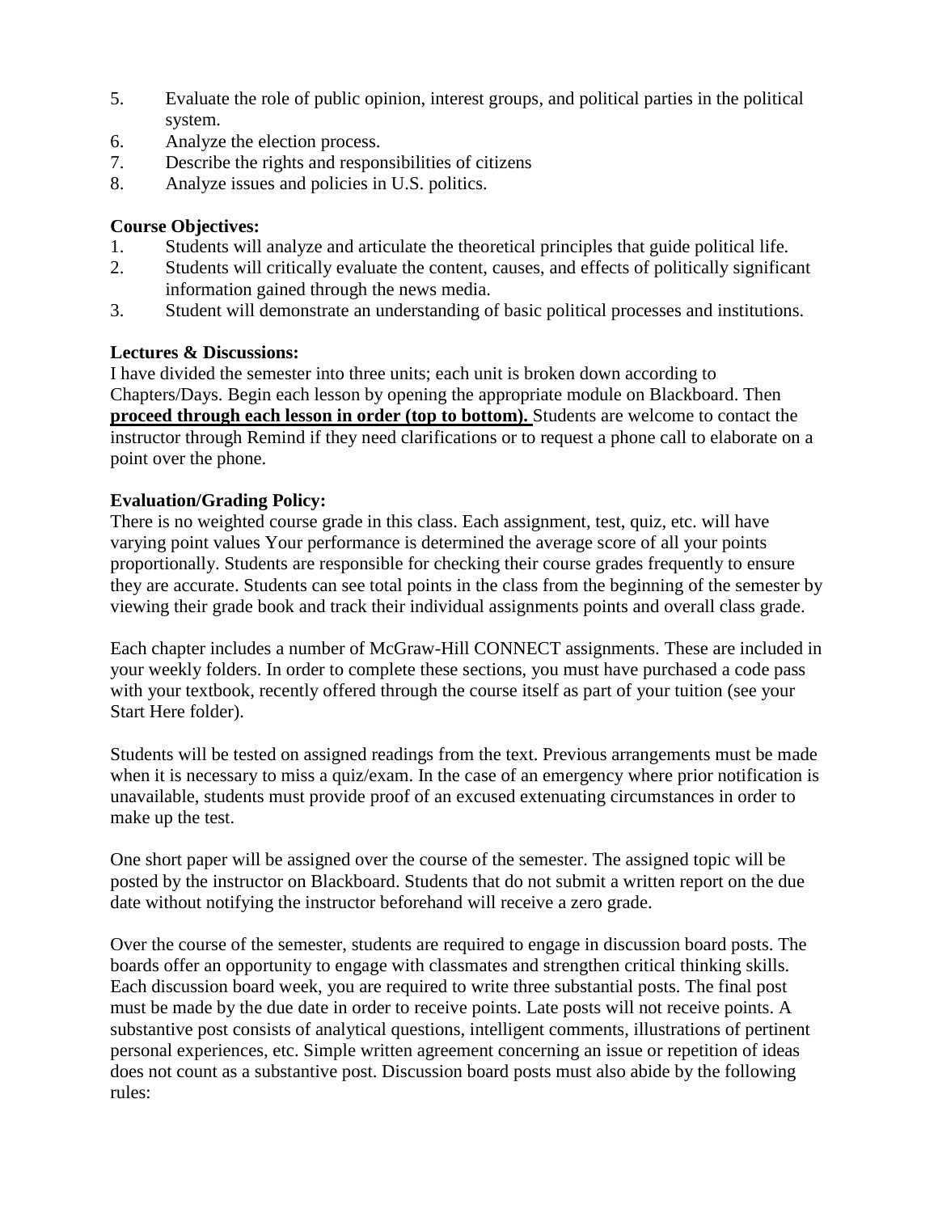5. Evaluate the role of public opinion, interest groups, and political parties in the political system.
6. Analyze the election process.
7. Describe the rights and responsibilities of citizens
8. Analyze issues and policies in U.S. politics.

**Course Objectives:**

1. Students will analyze and articulate the theoretical principles that guide political life.
2. Students will critically evaluate the content, causes, and effects of politically significant information gained through the news media.
3. Student will demonstrate an understanding of basic political processes and institutions.

**Lectures & Discussions:**

I have divided the semester into three units; each unit is broken down according to Chapters/Days. Begin each lesson by opening the appropriate module on Blackboard. Then **<u>proceed through each lesson in order (top to bottom).</u>** Students are welcome to contact the instructor through Remind if they need clarifications or to request a phone call to elaborate on a point over the phone.

**Evaluation/Grading Policy:**

There is no weighted course grade in this class. Each assignment, test, quiz, etc. will have varying point values Your performance is determined the average score of all your points proportionally. Students are responsible for checking their course grades frequently to ensure they are accurate. Students can see total points in the class from the beginning of the semester by viewing their grade book and track their individual assignments points and overall class grade.

Each chapter includes a number of McGraw-Hill CONNECT assignments. These are included in your weekly folders. In order to complete these sections, you must have purchased a code pass with your textbook, recently offered through the course itself as part of your tuition (see your Start Here folder).

Students will be tested on assigned readings from the text. Previous arrangements must be made when it is necessary to miss a quiz/exam. In the case of an emergency where prior notification is unavailable, students must provide proof of an excused extenuating circumstances in order to make up the test.

One short paper will be assigned over the course of the semester. The assigned topic will be posted by the instructor on Blackboard. Students that do not submit a written report on the due date without notifying the instructor beforehand will receive a zero grade.

Over the course of the semester, students are required to engage in discussion board posts. The boards offer an opportunity to engage with classmates and strengthen critical thinking skills. Each discussion board week, you are required to write three substantial posts. The final post must be made by the due date in order to receive points. Late posts will not receive points. A substantive post consists of analytical questions, intelligent comments, illustrations of pertinent personal experiences, etc. Simple written agreement concerning an issue or repetition of ideas does not count as a substantive post. Discussion board posts must also abide by the following rules: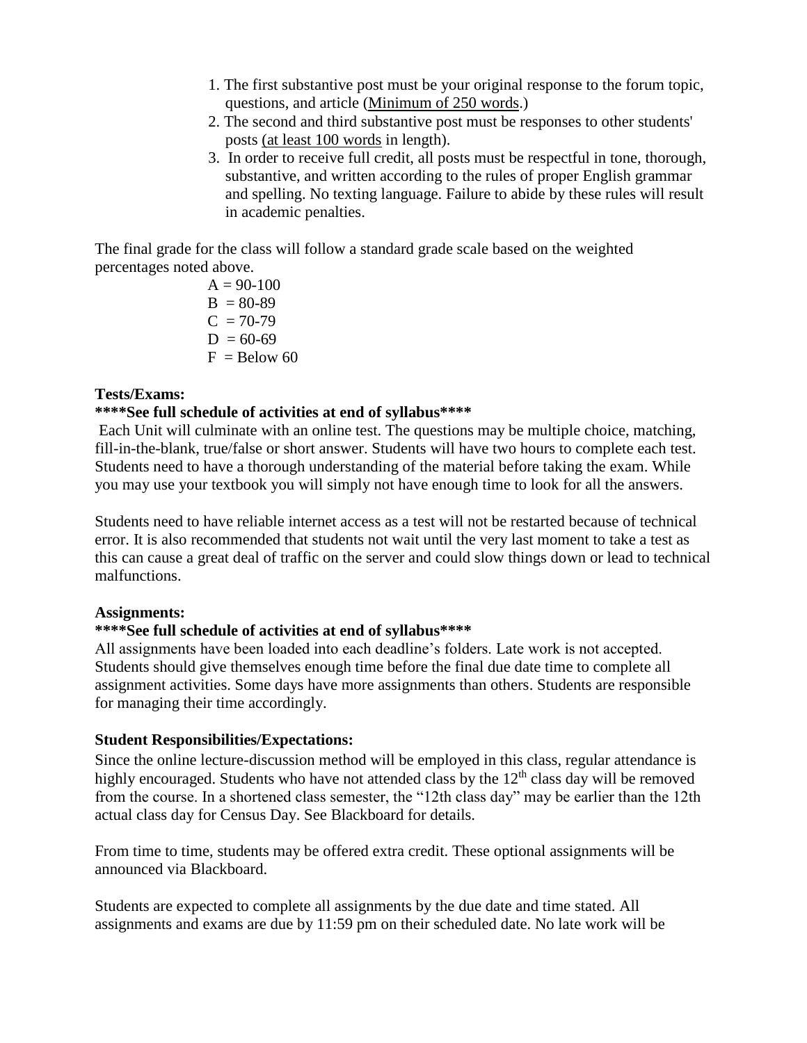1. The first substantive post must be your original response to the forum topic, questions, and article (Minimum of 250 words.)
2. The second and third substantive post must be responses to other students' posts (at least 100 words in length).
3. In order to receive full credit, all posts must be respectful in tone, thorough, substantive, and written according to the rules of proper English grammar and spelling. No texting language. Failure to abide by these rules will result in academic penalties.

The final grade for the class will follow a standard grade scale based on the weighted percentages noted above.

A = 90-100
B = 80-89
C = 70-79
D = 60-69
F = Below 60

**Tests/Exams:**

**\*\*\*\*See full schedule of activities at end of syllabus\*\*\*\***

Each Unit will culminate with an online test. The questions may be multiple choice, matching, fill-in-the-blank, true/false or short answer. Students will have two hours to complete each test. Students need to have a thorough understanding of the material before taking the exam. While you may use your textbook you will simply not have enough time to look for all the answers.

Students need to have reliable internet access as a test will not be restarted because of technical error. It is also recommended that students not wait until the very last moment to take a test as this can cause a great deal of traffic on the server and could slow things down or lead to technical malfunctions.

**Assignments:**

**\*\*\*\*See full schedule of activities at end of syllabus\*\*\*\***

All assignments have been loaded into each deadline's folders. Late work is not accepted. Students should give themselves enough time before the final due date time to complete all assignment activities. Some days have more assignments than others. Students are responsible for managing their time accordingly.

**Student Responsibilities/Expectations:**

Since the online lecture-discussion method will be employed in this class, regular attendance is highly encouraged. Students who have not attended class by the 12th class day will be removed from the course. In a shortened class semester, the "12th class day" may be earlier than the 12th actual class day for Census Day. See Blackboard for details.

From time to time, students may be offered extra credit. These optional assignments will be announced via Blackboard.

Students are expected to complete all assignments by the due date and time stated. All assignments and exams are due by 11:59 pm on their scheduled date. No late work will be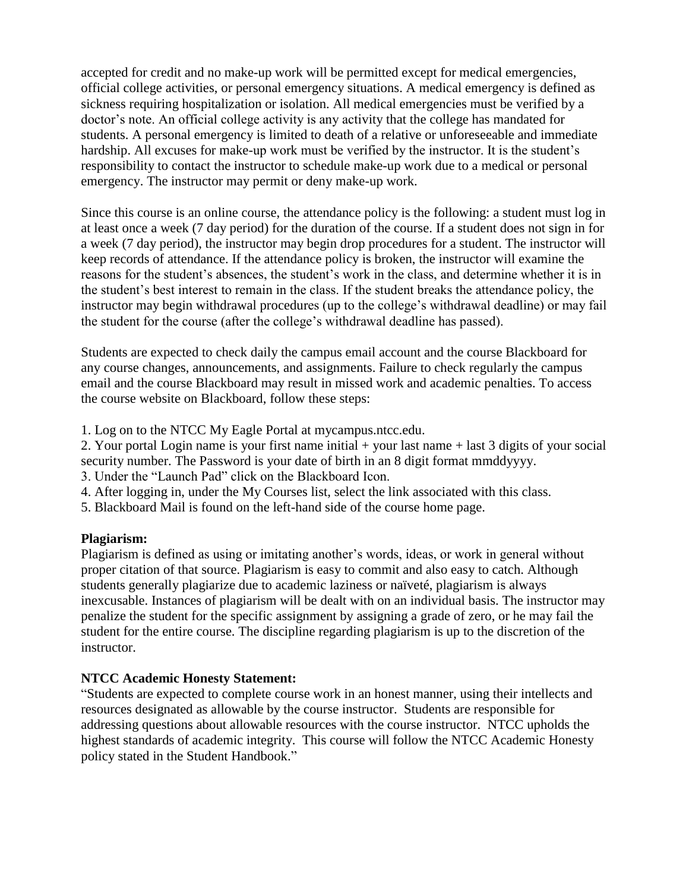accepted for credit and no make-up work will be permitted except for medical emergencies, official college activities, or personal emergency situations. A medical emergency is defined as sickness requiring hospitalization or isolation. All medical emergencies must be verified by a doctor's note. An official college activity is any activity that the college has mandated for students. A personal emergency is limited to death of a relative or unforeseeable and immediate hardship. All excuses for make-up work must be verified by the instructor. It is the student's responsibility to contact the instructor to schedule make-up work due to a medical or personal emergency. The instructor may permit or deny make-up work.

Since this course is an online course, the attendance policy is the following: a student must log in at least once a week (7 day period) for the duration of the course. If a student does not sign in for a week (7 day period), the instructor may begin drop procedures for a student. The instructor will keep records of attendance. If the attendance policy is broken, the instructor will examine the reasons for the student's absences, the student's work in the class, and determine whether it is in the student's best interest to remain in the class. If the student breaks the attendance policy, the instructor may begin withdrawal procedures (up to the college's withdrawal deadline) or may fail the student for the course (after the college's withdrawal deadline has passed).

Students are expected to check daily the campus email account and the course Blackboard for any course changes, announcements, and assignments. Failure to check regularly the campus email and the course Blackboard may result in missed work and academic penalties. To access the course website on Blackboard, follow these steps:

1. Log on to the NTCC My Eagle Portal at mycampus.ntcc.edu.
2. Your portal Login name is your first name initial + your last name + last 3 digits of your social security number. The Password is your date of birth in an 8 digit format mmddyyyy.
3. Under the "Launch Pad" click on the Blackboard Icon.
4. After logging in, under the My Courses list, select the link associated with this class.
5. Blackboard Mail is found on the left-hand side of the course home page.

**Plagiarism:**

Plagiarism is defined as using or imitating another's words, ideas, or work in general without proper citation of that source. Plagiarism is easy to commit and also easy to catch. Although students generally plagiarize due to academic laziness or naïveté, plagiarism is always inexcusable. Instances of plagiarism will be dealt with on an individual basis. The instructor may penalize the student for the specific assignment by assigning a grade of zero, or he may fail the student for the entire course. The discipline regarding plagiarism is up to the discretion of the instructor.

**NTCC Academic Honesty Statement:**

"Students are expected to complete course work in an honest manner, using their intellects and resources designated as allowable by the course instructor. Students are responsible for addressing questions about allowable resources with the course instructor. NTCC upholds the highest standards of academic integrity. This course will follow the NTCC Academic Honesty policy stated in the Student Handbook."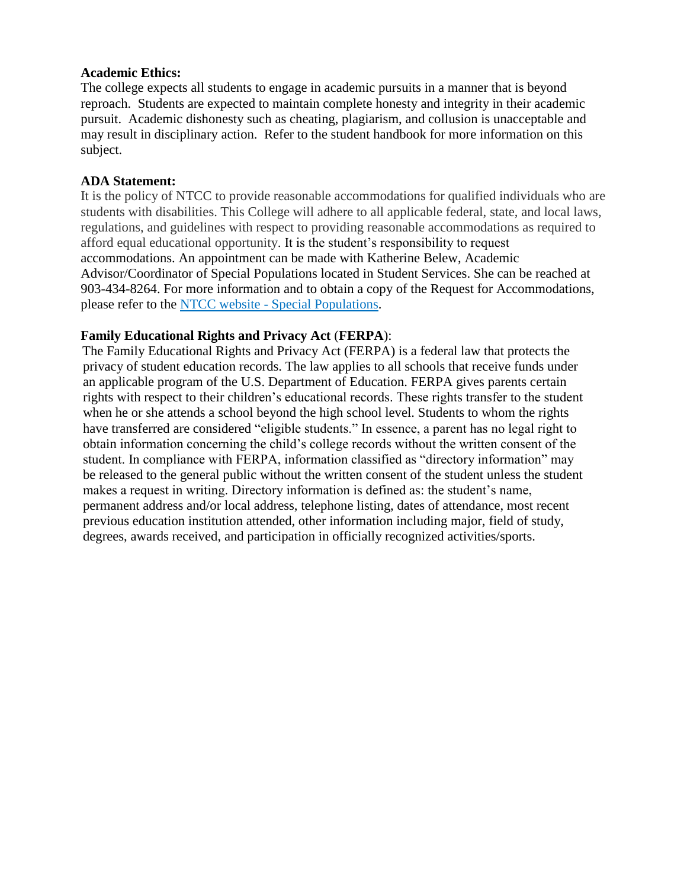**Academic Ethics:**

The college expects all students to engage in academic pursuits in a manner that is beyond reproach. Students are expected to maintain complete honesty and integrity in their academic pursuit. Academic dishonesty such as cheating, plagiarism, and collusion is unacceptable and may result in disciplinary action. Refer to the student handbook for more information on this subject.

**ADA Statement:**

It is the policy of NTCC to provide reasonable accommodations for qualified individuals who are students with disabilities. This College will adhere to all applicable federal, state, and local laws, regulations, and guidelines with respect to providing reasonable accommodations as required to afford equal educational opportunity. It is the student's responsibility to request accommodations. An appointment can be made with Katherine Belew, Academic Advisor/Coordinator of Special Populations located in Student Services. She can be reached at 903-434-8264. For more information and to obtain a copy of the Request for Accommodations, please refer to the NTCC website - Special Populations.

**Family Educational Rights and Privacy Act** (**FERPA**):

The Family Educational Rights and Privacy Act (FERPA) is a federal law that protects the privacy of student education records. The law applies to all schools that receive funds under an applicable program of the U.S. Department of Education. FERPA gives parents certain rights with respect to their children's educational records. These rights transfer to the student when he or she attends a school beyond the high school level. Students to whom the rights have transferred are considered "eligible students." In essence, a parent has no legal right to obtain information concerning the child's college records without the written consent of the student. In compliance with FERPA, information classified as "directory information" may be released to the general public without the written consent of the student unless the student makes a request in writing. Directory information is defined as: the student's name, permanent address and/or local address, telephone listing, dates of attendance, most recent previous education institution attended, other information including major, field of study, degrees, awards received, and participation in officially recognized activities/sports.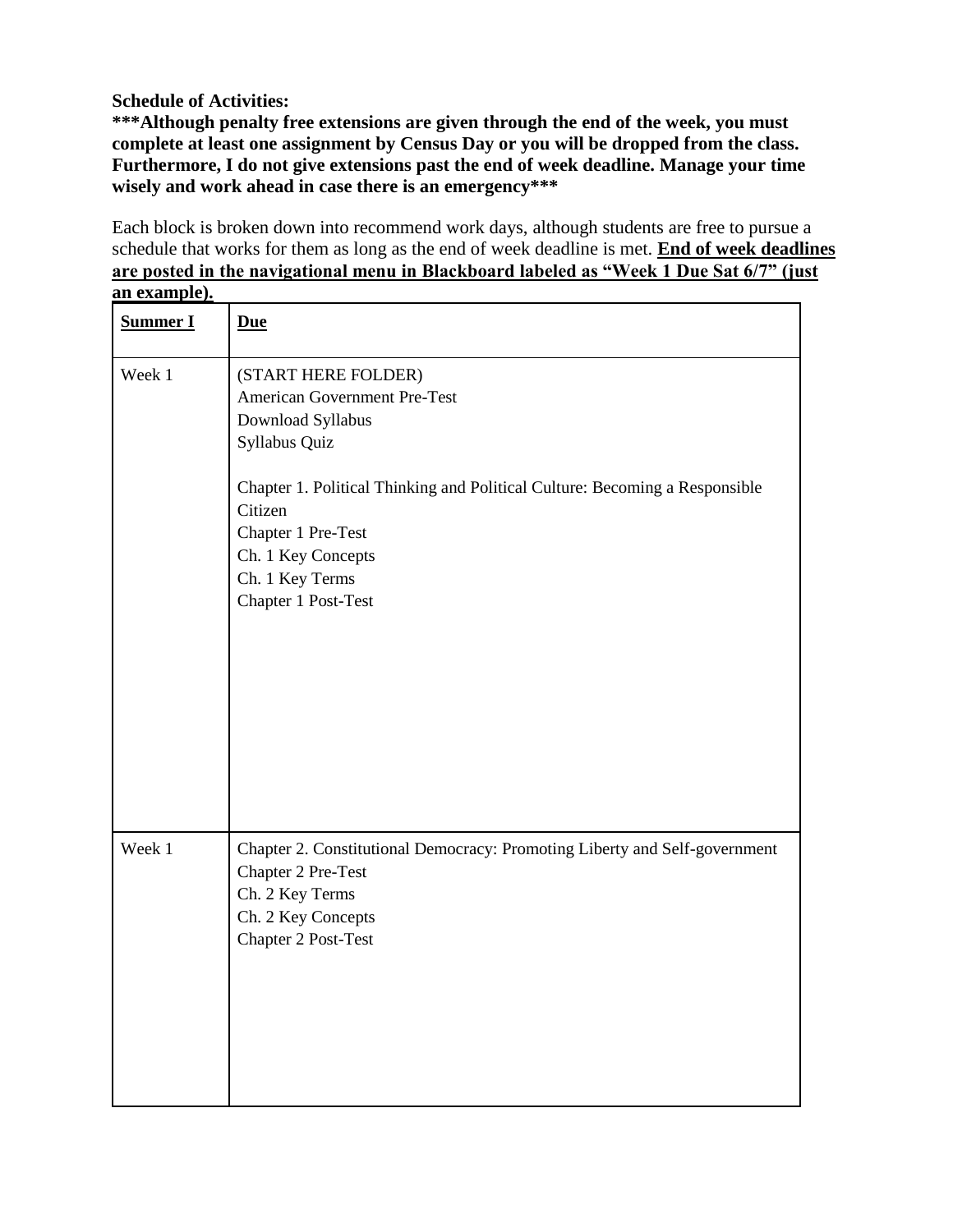**Schedule of Activities:**

**\*\*\*Although penalty free extensions are given through the end of the week, you must complete at least one assignment by Census Day or you will be dropped from the class. Furthermore, I do not give extensions past the end of week deadline. Manage your time wisely and work ahead in case there is an emergency\*\*\***

Each block is broken down into recommend work days, although students are free to pursue a schedule that works for them as long as the end of week deadline is met. **End of week deadlines are posted in the navigational menu in Blackboard labeled as "Week 1 Due Sat 6/7" (just an example).**

| **Summer I** | **Due** |
|---|---|
| Week 1 | (START HERE FOLDER)<br>American Government Pre-Test<br>Download Syllabus<br>Syllabus Quiz<br><br>Chapter 1. Political Thinking and Political Culture: Becoming a Responsible Citizen<br>Chapter 1 Pre-Test<br>Ch. 1 Key Concepts<br>Ch. 1 Key Terms<br>Chapter 1 Post-Test |
| Week 1 | Chapter 2. Constitutional Democracy: Promoting Liberty and Self-government<br>Chapter 2 Pre-Test<br>Ch. 2 Key Terms<br>Ch. 2 Key Concepts<br>Chapter 2 Post-Test |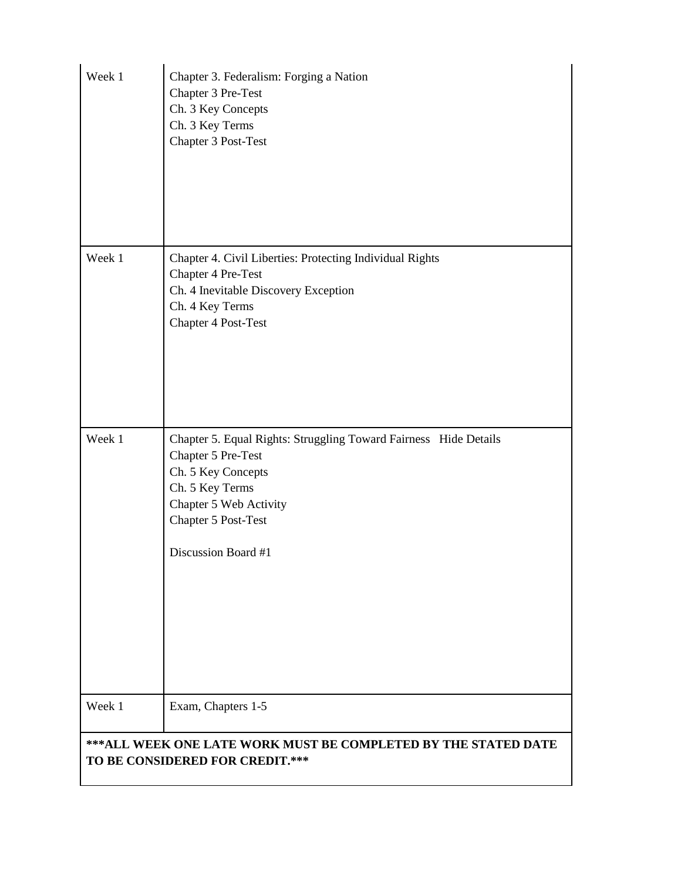| | |
|---|---|
| Week 1 | Chapter 3. Federalism: Forging a Nation<br>Chapter 3 Pre-Test<br>Ch. 3 Key Concepts<br>Ch. 3 Key Terms<br>Chapter 3 Post-Test |
| Week 1 | Chapter 4. Civil Liberties: Protecting Individual Rights<br>Chapter 4 Pre-Test<br>Ch. 4 Inevitable Discovery Exception<br>Ch. 4 Key Terms<br>Chapter 4 Post-Test |
| Week 1 | Chapter 5. Equal Rights: Struggling Toward Fairness Hide Details<br>Chapter 5 Pre-Test<br>Ch. 5 Key Concepts<br>Ch. 5 Key Terms<br>Chapter 5 Web Activity<br>Chapter 5 Post-Test<br><br>Discussion Board #1 |
| Week 1 | Exam, Chapters 1-5 |
| **\*\*\*ALL WEEK ONE LATE WORK MUST BE COMPLETED BY THE STATED DATE TO BE CONSIDERED FOR CREDIT.\*\*\*** | |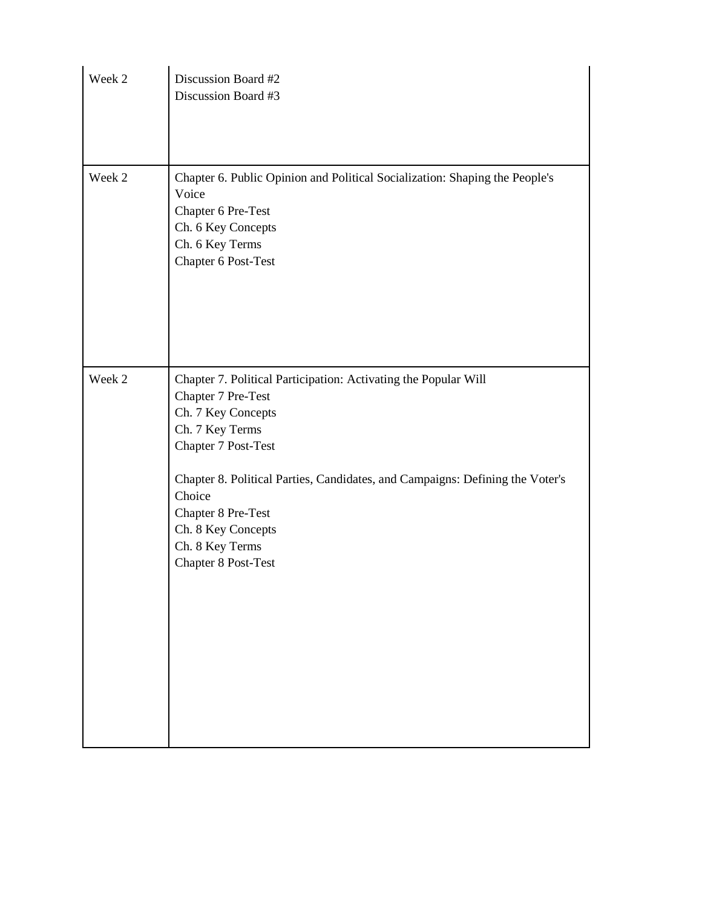| | |
|---|---|
| Week 2 | Discussion Board #2<br>Discussion Board #3 |
| Week 2 | Chapter 6. Public Opinion and Political Socialization: Shaping the People's Voice<br>Chapter 6 Pre-Test<br>Ch. 6 Key Concepts<br>Ch. 6 Key Terms<br>Chapter 6 Post-Test |
| Week 2 | Chapter 7. Political Participation: Activating the Popular Will<br>Chapter 7 Pre-Test<br>Ch. 7 Key Concepts<br>Ch. 7 Key Terms<br>Chapter 7 Post-Test<br><br>Chapter 8. Political Parties, Candidates, and Campaigns: Defining the Voter's Choice<br>Chapter 8 Pre-Test<br>Ch. 8 Key Concepts<br>Ch. 8 Key Terms<br>Chapter 8 Post-Test |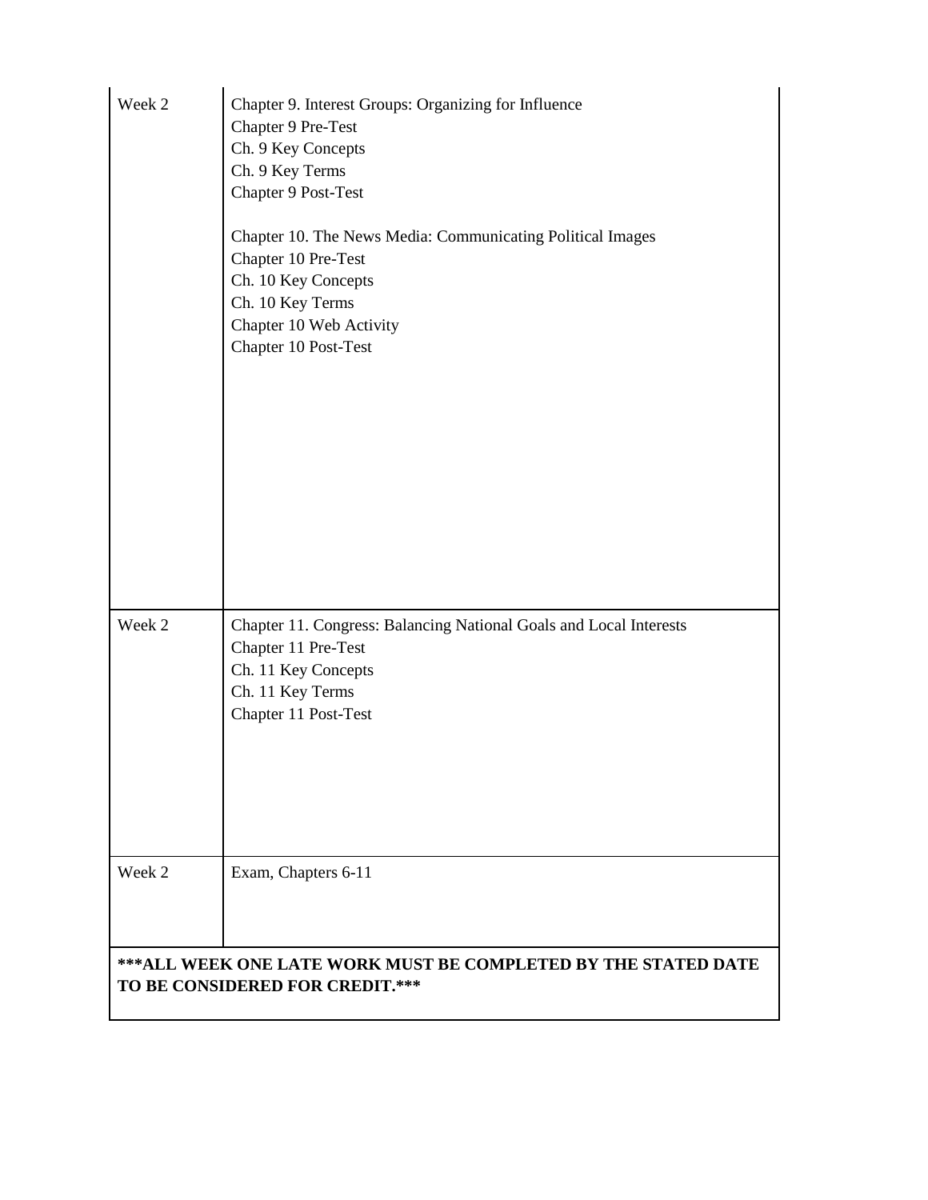| | |
|---|---|
| Week 2 | Chapter 9. Interest Groups: Organizing for Influence<br>Chapter 9 Pre-Test<br>Ch. 9 Key Concepts<br>Ch. 9 Key Terms<br>Chapter 9 Post-Test<br><br>Chapter 10. The News Media: Communicating Political Images<br>Chapter 10 Pre-Test<br>Ch. 10 Key Concepts<br>Ch. 10 Key Terms<br>Chapter 10 Web Activity<br>Chapter 10 Post-Test |
| Week 2 | Chapter 11. Congress: Balancing National Goals and Local Interests<br>Chapter 11 Pre-Test<br>Ch. 11 Key Concepts<br>Ch. 11 Key Terms<br>Chapter 11 Post-Test |
| Week 2 | Exam, Chapters 6-11 |
| **\*\*\*ALL WEEK ONE LATE WORK MUST BE COMPLETED BY THE STATED DATE TO BE CONSIDERED FOR CREDIT.\*\*\*** | |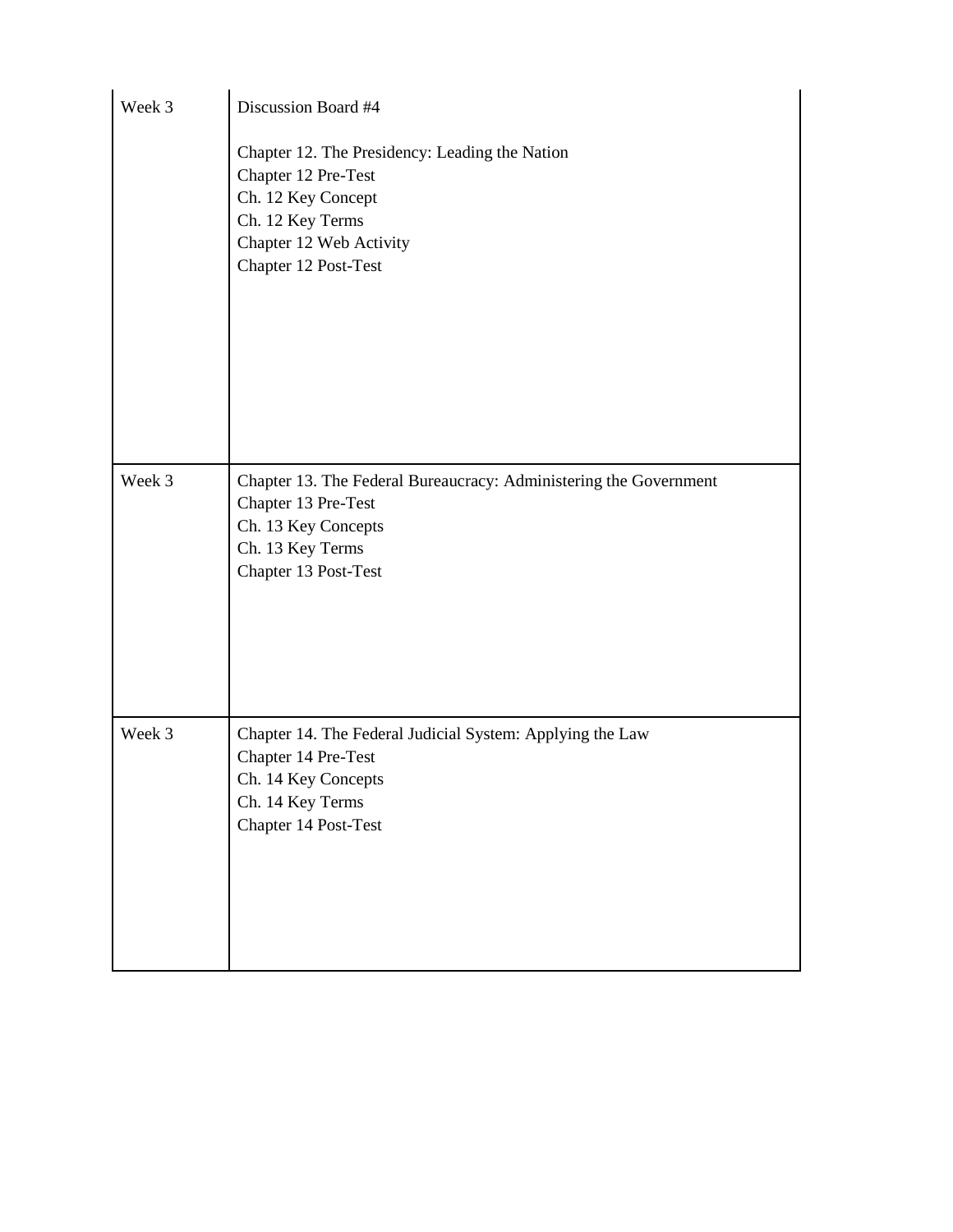| | |
|---|---|
| Week 3 | Discussion Board #4<br><br>Chapter 12. The Presidency: Leading the Nation<br>Chapter 12 Pre-Test<br>Ch. 12 Key Concept<br>Ch. 12 Key Terms<br>Chapter 12 Web Activity<br>Chapter 12 Post-Test |
| Week 3 | Chapter 13. The Federal Bureaucracy: Administering the Government<br>Chapter 13 Pre-Test<br>Ch. 13 Key Concepts<br>Ch. 13 Key Terms<br>Chapter 13 Post-Test |
| Week 3 | Chapter 14. The Federal Judicial System: Applying the Law<br>Chapter 14 Pre-Test<br>Ch. 14 Key Concepts<br>Ch. 14 Key Terms<br>Chapter 14 Post-Test |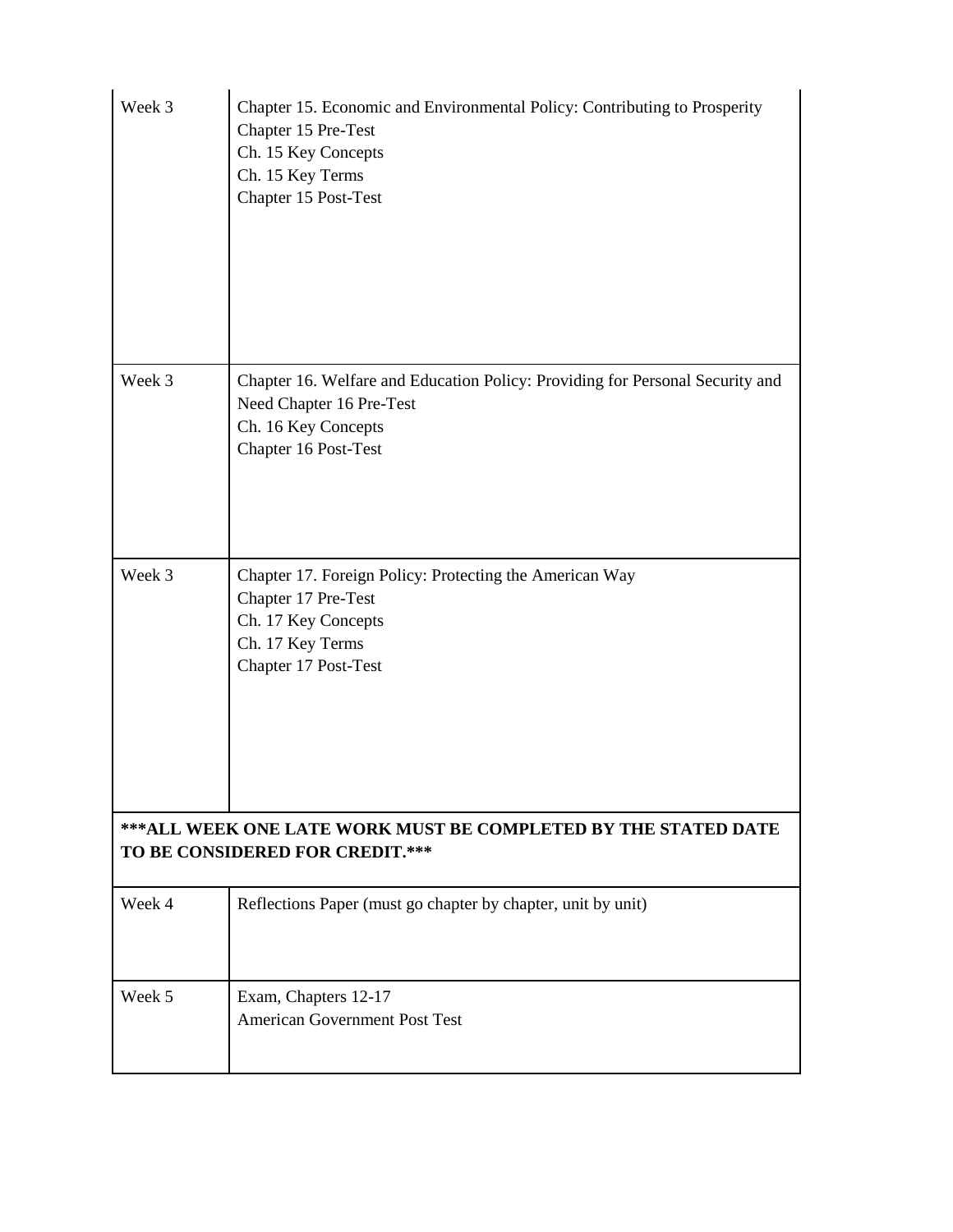| | |
|---|---|
| Week 3 | Chapter 15. Economic and Environmental Policy: Contributing to Prosperity<br>Chapter 15 Pre-Test<br>Ch. 15 Key Concepts<br>Ch. 15 Key Terms<br>Chapter 15 Post-Test |
| Week 3 | Chapter 16. Welfare and Education Policy: Providing for Personal Security and Need Chapter 16 Pre-Test<br>Ch. 16 Key Concepts<br>Chapter 16 Post-Test |
| Week 3 | Chapter 17. Foreign Policy: Protecting the American Way<br>Chapter 17 Pre-Test<br>Ch. 17 Key Concepts<br>Ch. 17 Key Terms<br>Chapter 17 Post-Test |
| **\*\*\*ALL WEEK ONE LATE WORK MUST BE COMPLETED BY THE STATED DATE TO BE CONSIDERED FOR CREDIT.\*\*\*** | |
| Week 4 | Reflections Paper (must go chapter by chapter, unit by unit) |
| Week 5 | Exam, Chapters 12-17<br>American Government Post Test |